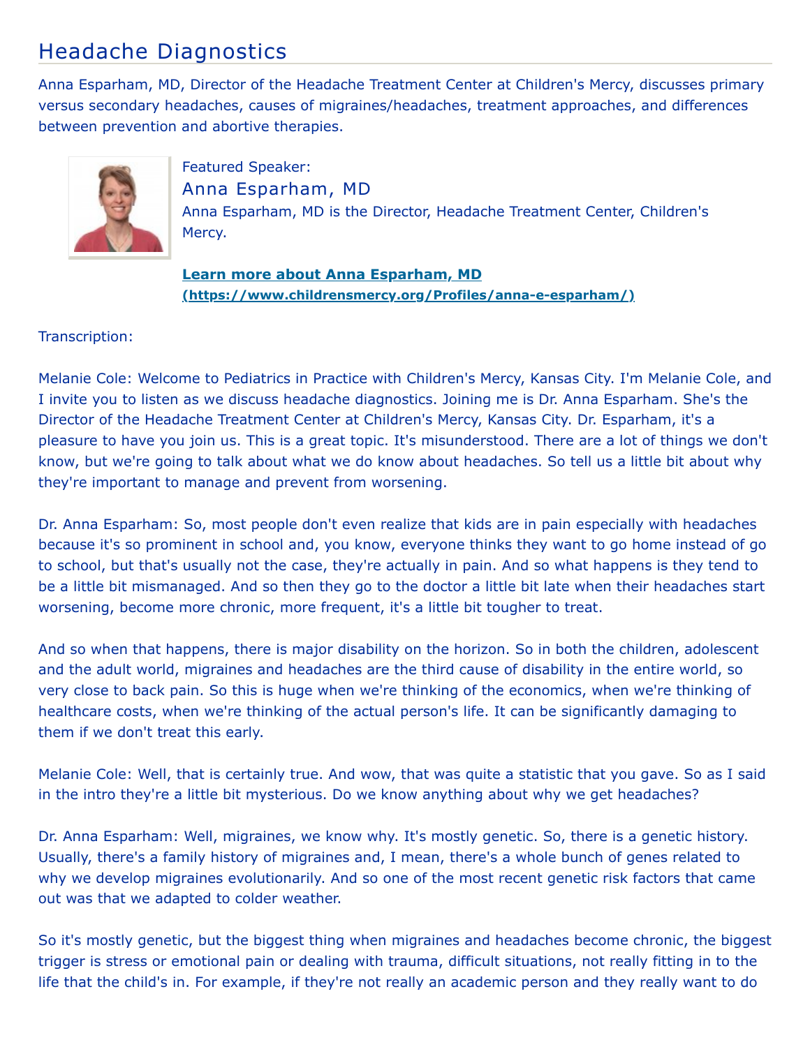# Headache Diagnostics

Anna Esparham, MD, Director of the Headache Treatment Center at Children's Mercy, discusses primary versus secondary headaches, causes of migraines/headaches, treatment approaches, and differences between prevention and abortive therapies.

Featured Speaker:

## Anna Esparham, MD

Anna Esparham, MD is the Director, Headache Treatment Center, Children's Mercy.

**[Learn more about Anna Esparham, MD (https://www.childrensmercy.org/Profiles/anna-e-esparham/)](https://www.childrensmercy.org/Profiles/anna-e-esparham/)**

Transcription:

Melanie Cole: Welcome to Pediatrics in Practice with Children's Mercy, Kansas City. I'm Melanie Cole, and I invite you to listen as we discuss headache diagnostics. Joining me is Dr. Anna Esparham. She's the Director of the Headache Treatment Center at Children's Mercy, Kansas City. Dr. Esparham, it's a pleasure to have you join us. This is a great topic. It's misunderstood. There are a lot of things we don't know, but we're going to talk about what we do know about headaches. So tell us a little bit about why they're important to manage and prevent from worsening.

Dr. Anna Esparham: So, most people don't even realize that kids are in pain especially with headaches because it's so prominent in school and, you know, everyone thinks they want to go home instead of go to school, but that's usually not the case, they're actually in pain. And so what happens is they tend to be a little bit mismanaged. And so then they go to the doctor a little bit late when their headaches start worsening, become more chronic, more frequent, it's a little bit tougher to treat.

And so when that happens, there is major disability on the horizon. So in both the children, adolescent and the adult world, migraines and headaches are the third cause of disability in the entire world, so very close to back pain. So this is huge when we're thinking of the economics, when we're thinking of healthcare costs, when we're thinking of the actual person's life. It can be significantly damaging to them if we don't treat this early.

Melanie Cole: Well, that is certainly true. And wow, that was quite a statistic that you gave. So as I said in the intro they're a little bit mysterious. Do we know anything about why we get headaches?

Dr. Anna Esparham: Well, migraines, we know why. It's mostly genetic. So, there is a genetic history. Usually, there's a family history of migraines and, I mean, there's a whole bunch of genes related to why we develop migraines evolutionarily. And so one of the most recent genetic risk factors that came out was that we adapted to colder weather.

So it's mostly genetic, but the biggest thing when migraines and headaches become chronic, the biggest trigger is stress or emotional pain or dealing with trauma, difficult situations, not really fitting in to the life that the child's in. For example, if they're not really an academic person and they really want to do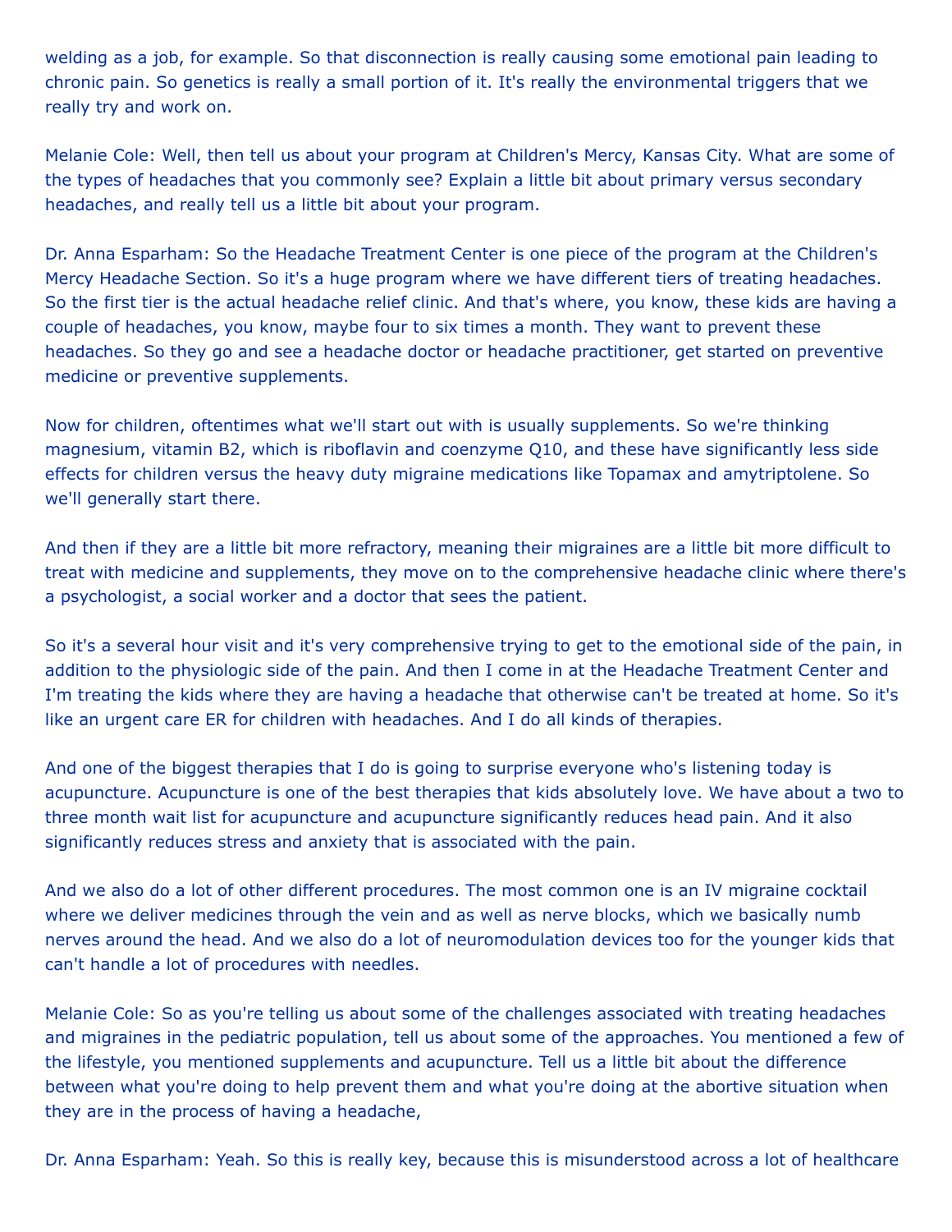welding as a job, for example. So that disconnection is really causing some emotional pain leading to chronic pain. So genetics is really a small portion of it. It's really the environmental triggers that we really try and work on.

Melanie Cole: Well, then tell us about your program at Children's Mercy, Kansas City. What are some of the types of headaches that you commonly see? Explain a little bit about primary versus secondary headaches, and really tell us a little bit about your program.

Dr. Anna Esparham: So the Headache Treatment Center is one piece of the program at the Children's Mercy Headache Section. So it's a huge program where we have different tiers of treating headaches. So the first tier is the actual headache relief clinic. And that's where, you know, these kids are having a couple of headaches, you know, maybe four to six times a month. They want to prevent these headaches. So they go and see a headache doctor or headache practitioner, get started on preventive medicine or preventive supplements.

Now for children, oftentimes what we'll start out with is usually supplements. So we're thinking magnesium, vitamin B2, which is riboflavin and coenzyme Q10, and these have significantly less side effects for children versus the heavy duty migraine medications like Topamax and amytriptolene. So we'll generally start there.

And then if they are a little bit more refractory, meaning their migraines are a little bit more difficult to treat with medicine and supplements, they move on to the comprehensive headache clinic where there's a psychologist, a social worker and a doctor that sees the patient.

So it's a several hour visit and it's very comprehensive trying to get to the emotional side of the pain, in addition to the physiologic side of the pain. And then I come in at the Headache Treatment Center and I'm treating the kids where they are having a headache that otherwise can't be treated at home. So it's like an urgent care ER for children with headaches. And I do all kinds of therapies.

And one of the biggest therapies that I do is going to surprise everyone who's listening today is acupuncture. Acupuncture is one of the best therapies that kids absolutely love. We have about a two to three month wait list for acupuncture and acupuncture significantly reduces head pain. And it also significantly reduces stress and anxiety that is associated with the pain.

And we also do a lot of other different procedures. The most common one is an IV migraine cocktail where we deliver medicines through the vein and as well as nerve blocks, which we basically numb nerves around the head. And we also do a lot of neuromodulation devices too for the younger kids that can't handle a lot of procedures with needles.

Melanie Cole: So as you're telling us about some of the challenges associated with treating headaches and migraines in the pediatric population, tell us about some of the approaches. You mentioned a few of the lifestyle, you mentioned supplements and acupuncture. Tell us a little bit about the difference between what you're doing to help prevent them and what you're doing at the abortive situation when they are in the process of having a headache,

Dr. Anna Esparham: Yeah. So this is really key, because this is misunderstood across a lot of healthcare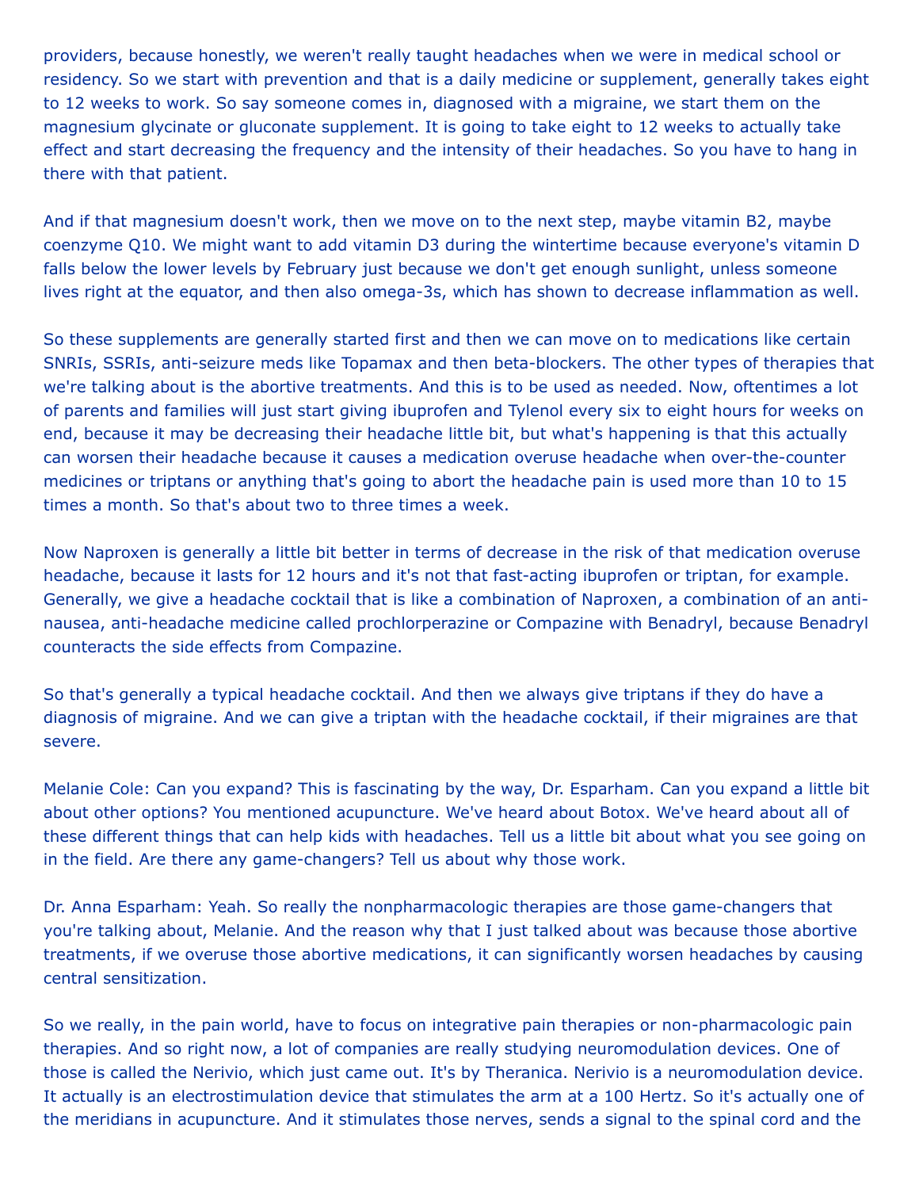providers, because honestly, we weren't really taught headaches when we were in medical school or residency. So we start with prevention and that is a daily medicine or supplement, generally takes eight to 12 weeks to work. So say someone comes in, diagnosed with a migraine, we start them on the magnesium glycinate or gluconate supplement. It is going to take eight to 12 weeks to actually take effect and start decreasing the frequency and the intensity of their headaches. So you have to hang in there with that patient.

And if that magnesium doesn't work, then we move on to the next step, maybe vitamin B2, maybe coenzyme Q10. We might want to add vitamin D3 during the wintertime because everyone's vitamin D falls below the lower levels by February just because we don't get enough sunlight, unless someone lives right at the equator, and then also omega-3s, which has shown to decrease inflammation as well.

So these supplements are generally started first and then we can move on to medications like certain SNRIs, SSRIs, anti-seizure meds like Topamax and then beta-blockers. The other types of therapies that we're talking about is the abortive treatments. And this is to be used as needed. Now, oftentimes a lot of parents and families will just start giving ibuprofen and Tylenol every six to eight hours for weeks on end, because it may be decreasing their headache little bit, but what's happening is that this actually can worsen their headache because it causes a medication overuse headache when over-the-counter medicines or triptans or anything that's going to abort the headache pain is used more than 10 to 15 times a month. So that's about two to three times a week.

Now Naproxen is generally a little bit better in terms of decrease in the risk of that medication overuse headache, because it lasts for 12 hours and it's not that fast-acting ibuprofen or triptan, for example. Generally, we give a headache cocktail that is like a combination of Naproxen, a combination of an anti-nausea, anti-headache medicine called prochlorperazine or Compazine with Benadryl, because Benadryl counteracts the side effects from Compazine.

So that's generally a typical headache cocktail. And then we always give triptans if they do have a diagnosis of migraine. And we can give a triptan with the headache cocktail, if their migraines are that severe.

Melanie Cole: Can you expand? This is fascinating by the way, Dr. Esparham. Can you expand a little bit about other options? You mentioned acupuncture. We've heard about Botox. We've heard about all of these different things that can help kids with headaches. Tell us a little bit about what you see going on in the field. Are there any game-changers? Tell us about why those work.

Dr. Anna Esparham: Yeah. So really the nonpharmacologic therapies are those game-changers that you're talking about, Melanie. And the reason why that I just talked about was because those abortive treatments, if we overuse those abortive medications, it can significantly worsen headaches by causing central sensitization.

So we really, in the pain world, have to focus on integrative pain therapies or non-pharmacologic pain therapies. And so right now, a lot of companies are really studying neuromodulation devices. One of those is called the Nerivio, which just came out. It's by Theranica. Nerivio is a neuromodulation device. It actually is an electrostimulation device that stimulates the arm at a 100 Hertz. So it's actually one of the meridians in acupuncture. And it stimulates those nerves, sends a signal to the spinal cord and the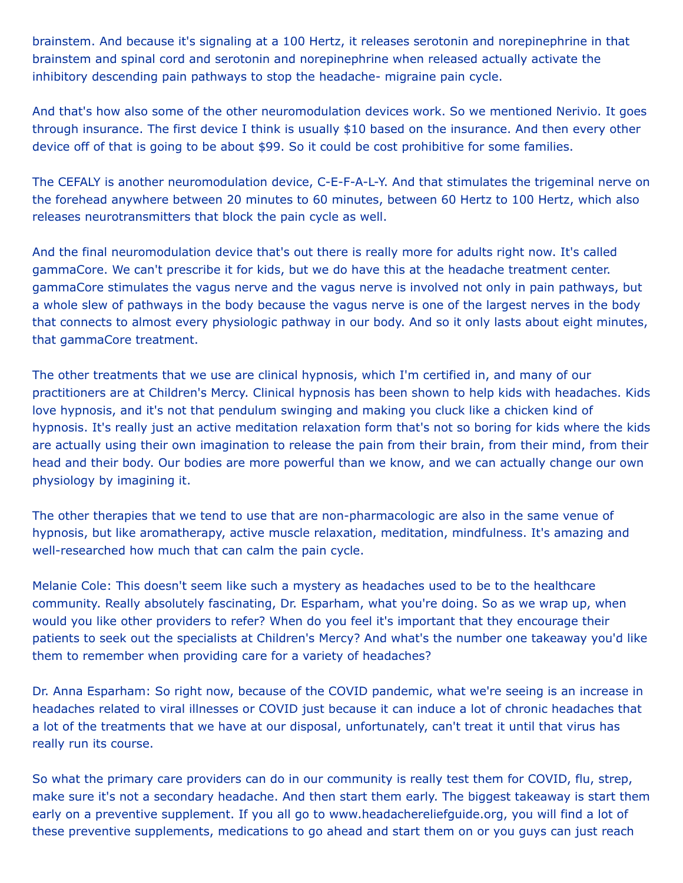brainstem. And because it's signaling at a 100 Hertz, it releases serotonin and norepinephrine in that brainstem and spinal cord and serotonin and norepinephrine when released actually activate the inhibitory descending pain pathways to stop the headache- migraine pain cycle.

And that's how also some of the other neuromodulation devices work. So we mentioned Nerivio. It goes through insurance. The first device I think is usually $10 based on the insurance. And then every other device off of that is going to be about $99. So it could be cost prohibitive for some families.

The CEFALY is another neuromodulation device, C-E-F-A-L-Y. And that stimulates the trigeminal nerve on the forehead anywhere between 20 minutes to 60 minutes, between 60 Hertz to 100 Hertz, which also releases neurotransmitters that block the pain cycle as well.

And the final neuromodulation device that's out there is really more for adults right now. It's called gammaCore. We can't prescribe it for kids, but we do have this at the headache treatment center. gammaCore stimulates the vagus nerve and the vagus nerve is involved not only in pain pathways, but a whole slew of pathways in the body because the vagus nerve is one of the largest nerves in the body that connects to almost every physiologic pathway in our body. And so it only lasts about eight minutes, that gammaCore treatment.

The other treatments that we use are clinical hypnosis, which I'm certified in, and many of our practitioners are at Children's Mercy. Clinical hypnosis has been shown to help kids with headaches. Kids love hypnosis, and it's not that pendulum swinging and making you cluck like a chicken kind of hypnosis. It's really just an active meditation relaxation form that's not so boring for kids where the kids are actually using their own imagination to release the pain from their brain, from their mind, from their head and their body. Our bodies are more powerful than we know, and we can actually change our own physiology by imagining it.

The other therapies that we tend to use that are non-pharmacologic are also in the same venue of hypnosis, but like aromatherapy, active muscle relaxation, meditation, mindfulness. It's amazing and well-researched how much that can calm the pain cycle.

Melanie Cole: This doesn't seem like such a mystery as headaches used to be to the healthcare community. Really absolutely fascinating, Dr. Esparham, what you're doing. So as we wrap up, when would you like other providers to refer? When do you feel it's important that they encourage their patients to seek out the specialists at Children's Mercy? And what's the number one takeaway you'd like them to remember when providing care for a variety of headaches?

Dr. Anna Esparham: So right now, because of the COVID pandemic, what we're seeing is an increase in headaches related to viral illnesses or COVID just because it can induce a lot of chronic headaches that a lot of the treatments that we have at our disposal, unfortunately, can't treat it until that virus has really run its course.

So what the primary care providers can do in our community is really test them for COVID, flu, strep, make sure it's not a secondary headache. And then start them early. The biggest takeaway is start them early on a preventive supplement. If you all go to www.headachereliefguide.org, you will find a lot of these preventive supplements, medications to go ahead and start them on or you guys can just reach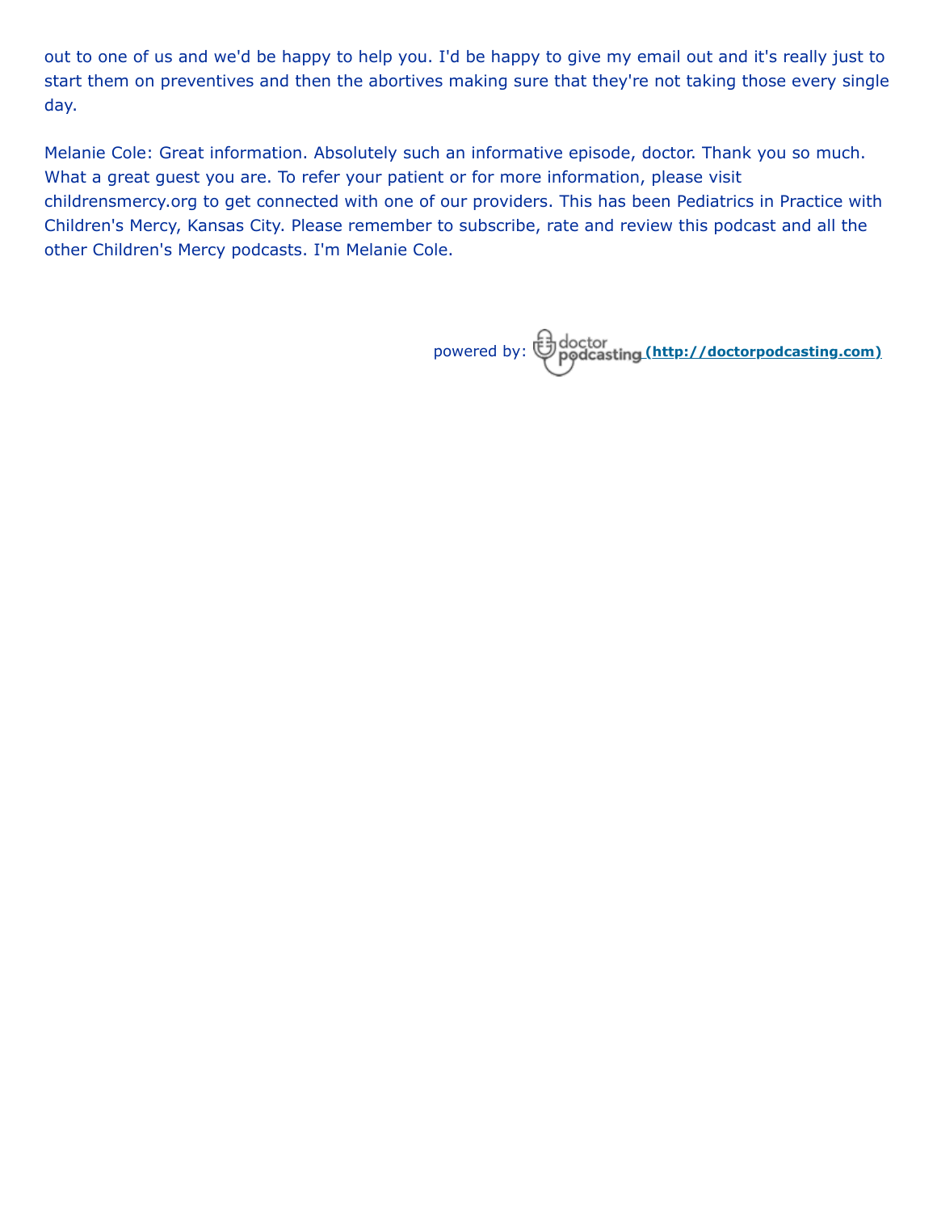out to one of us and we'd be happy to help you. I'd be happy to give my email out and it's really just to start them on preventives and then the abortives making sure that they're not taking those every single day.

Melanie Cole: Great information. Absolutely such an informative episode, doctor. Thank you so much. What a great guest you are. To refer your patient or for more information, please visit childrensmercy.org to get connected with one of our providers. This has been Pediatrics in Practice with Children's Mercy, Kansas City. Please remember to subscribe, rate and review this podcast and all the other Children's Mercy podcasts. I'm Melanie Cole.

powered by: doctor podcasting **(http://doctorpodcasting.com)**